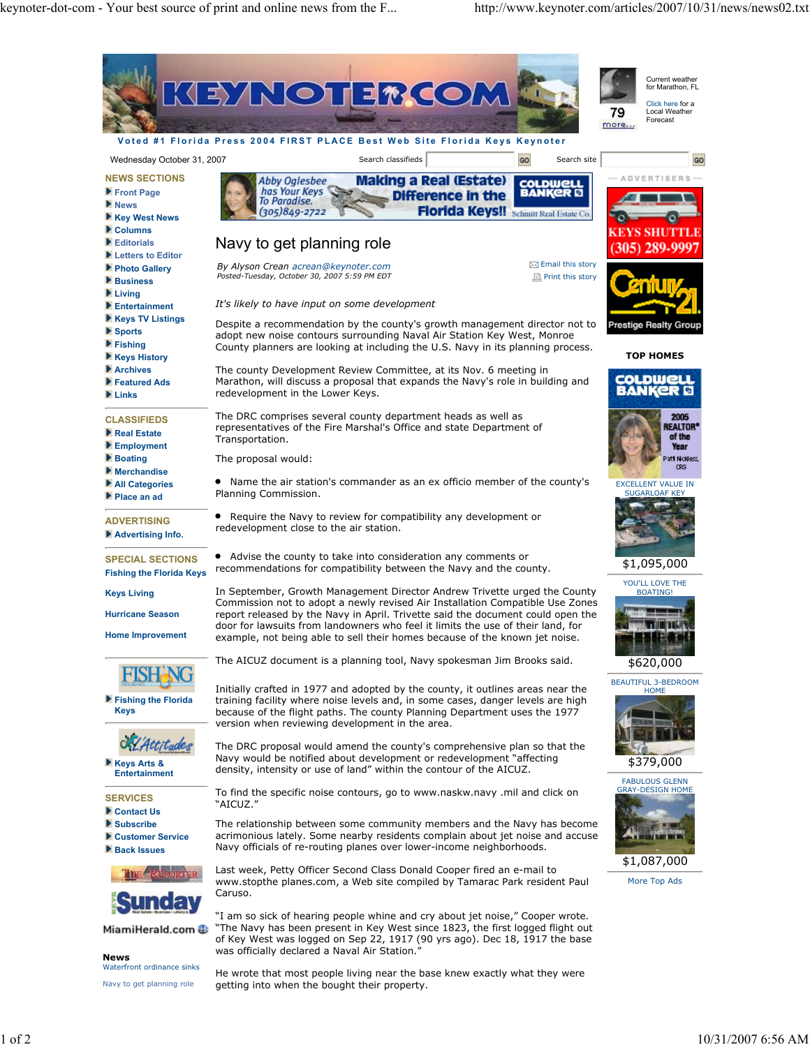# Navy to get planning role

By Alyson Crean acrean@keynoter.com
Posted-Tuesday, October 30, 2007 5:59 PM EDT

*It's likely to have input on some development*

Despite a recommendation by the county's growth management director not to adopt new noise contours surrounding Naval Air Station Key West, Monroe County planners are looking at including the U.S. Navy in its planning process.

The county Development Review Committee, at its Nov. 6 meeting in Marathon, will discuss a proposal that expands the Navy's role in building and redevelopment in the Lower Keys.

The DRC comprises several county department heads as well as representatives of the Fire Marshal's Office and state Department of Transportation.

The proposal would:

- Name the air station's commander as an ex officio member of the county's Planning Commission.
- Require the Navy to review for compatibility any development or redevelopment close to the air station.
- Advise the county to take into consideration any comments or recommendations for compatibility between the Navy and the county.

In September, Growth Management Director Andrew Trivette urged the County Commission not to adopt a newly revised Air Installation Compatible Use Zones report released by the Navy in April. Trivette said the document could open the door for lawsuits from landowners who feel it limits the use of their land, for example, not being able to sell their homes because of the known jet noise.

The AICUZ document is a planning tool, Navy spokesman Jim Brooks said.

Initially crafted in 1977 and adopted by the county, it outlines areas near the training facility where noise levels and, in some cases, danger levels are high because of the flight paths. The county Planning Department uses the 1977 version when reviewing development in the area.

The DRC proposal would amend the county's comprehensive plan so that the Navy would be notified about development or redevelopment "affecting density, intensity or use of land" within the contour of the AICUZ.

To find the specific noise contours, go to www.naskw.navy .mil and click on "AICUZ."

The relationship between some community members and the Navy has become acrimonious lately. Some nearby residents complain about jet noise and accuse Navy officials of re-routing planes over lower-income neighborhoods.

Last week, Petty Officer Second Class Donald Cooper fired an e-mail to www.stopthe planes.com, a Web site compiled by Tamarac Park resident Paul Caruso.

"I am so sick of hearing people whine and cry about jet noise," Cooper wrote. "The Navy has been present in Key West since 1823, the first logged flight out of Key West was logged on Sep 22, 1917 (90 yrs ago). Dec 18, 1917 the base was officially declared a Naval Air Station."

He wrote that most people living near the base knew exactly what they were getting into when the bought their property.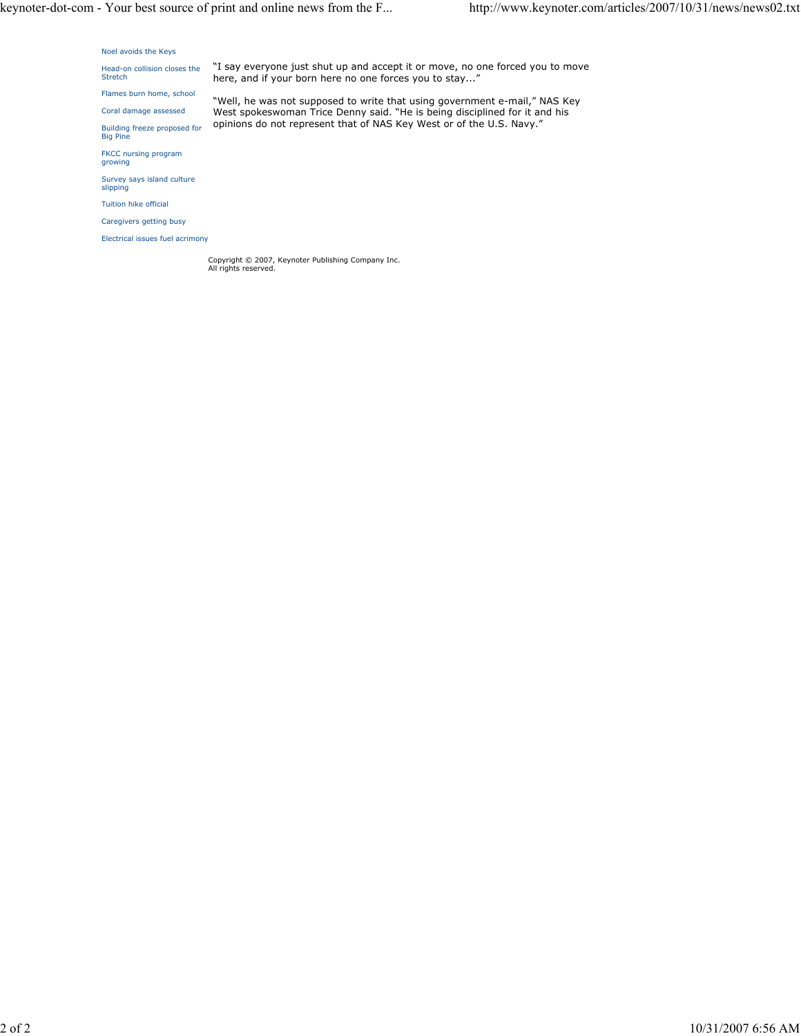- Noel avoids the Keys
- Head-on collision closes the Stretch
- Flames burn home, school
- Coral damage assessed
- Building freeze proposed for Big Pine
- FKCC nursing program growing
- Survey says island culture slipping
- Tuition hike official
- Caregivers getting busy
- Electrical issues fuel acrimony

"I say everyone just shut up and accept it or move, no one forced you to move here, and if your born here no one forces you to stay..."

"Well, he was not supposed to write that using government e-mail," NAS Key West spokeswoman Trice Denny said. "He is being disciplined for it and his opinions do not represent that of NAS Key West or of the U.S. Navy."

Copyright © 2007, Keynoter Publishing Company Inc.
All rights reserved.